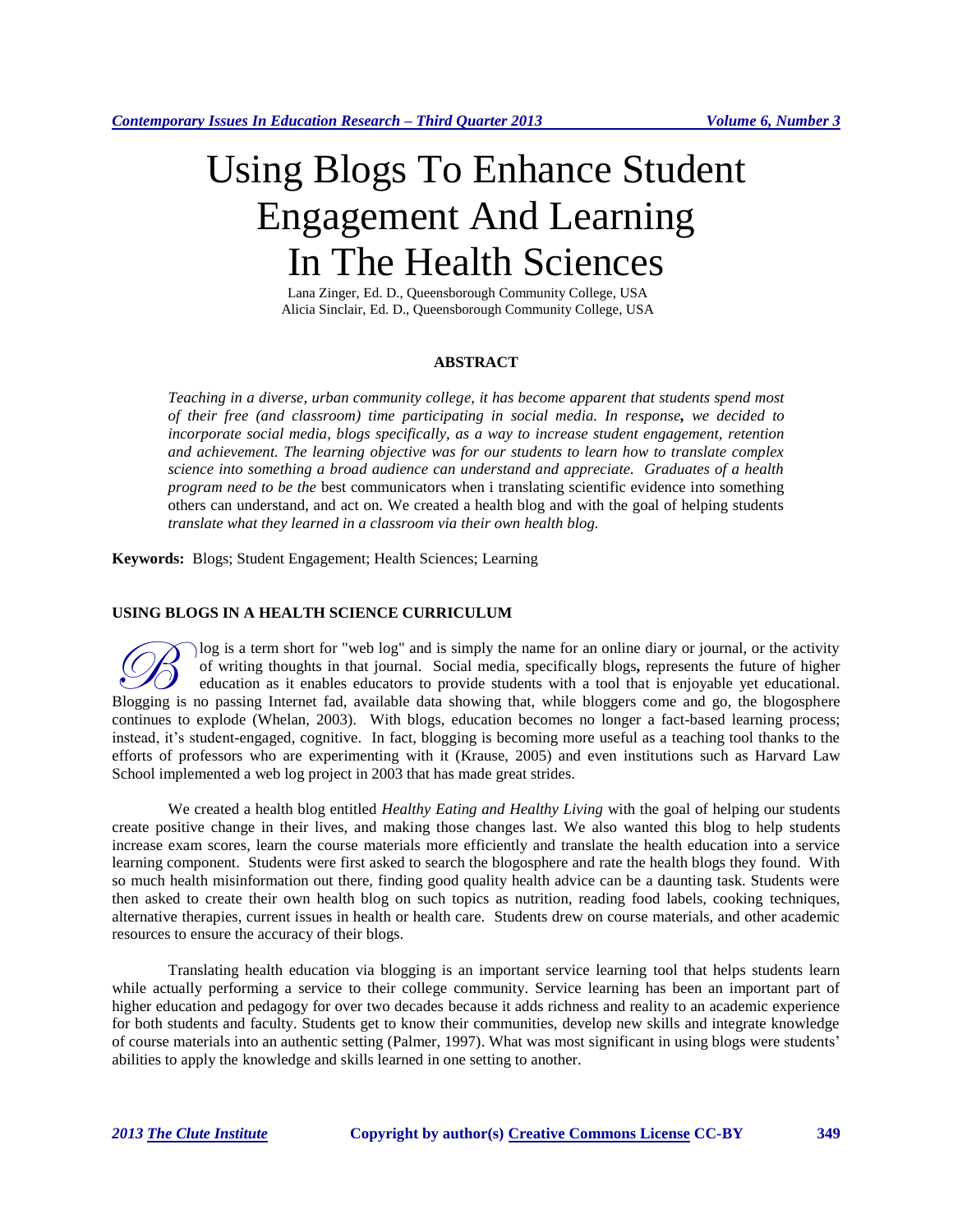# Using Blogs To Enhance Student Engagement And Learning In The Health Sciences

Lana Zinger, Ed. D., Queensborough Community College, USA
Alicia Sinclair, Ed. D., Queensborough Community College, USA

## ABSTRACT

*Teaching in a diverse, urban community college, it has become apparent that students spend most of their free (and classroom) time participating in social media. In response,* ***we decided to incorporate social media, blogs specifically, as a way to increase student engagement, retention and achievement. The learning objective was for our students to learn how to translate complex science into something a broad audience can understand and appreciate. Graduates of a health program need to be the*** best communicators when i translating scientific evidence into something others can understand, and act on. We created a health blog and with the goal of helping students *translate what they learned in a classroom via their own health blog.*

**Keywords:** Blogs; Student Engagement; Health Sciences; Learning

## USING BLOGS IN A HEALTH SCIENCE CURRICULUM

Blog is a term short for "web log" and is simply the name for an online diary or journal, or the activity of writing thoughts in that journal. Social media, specifically blogs**,** represents the future of higher education as it enables educators to provide students with a tool that is enjoyable yet educational. Blogging is no passing Internet fad, available data showing that, while bloggers come and go, the blogosphere continues to explode (Whelan, 2003). With blogs, education becomes no longer a fact-based learning process; instead, it's student-engaged, cognitive. In fact, blogging is becoming more useful as a teaching tool thanks to the efforts of professors who are experimenting with it (Krause, 2005) and even institutions such as Harvard Law School implemented a web log project in 2003 that has made great strides.

We created a health blog entitled *Healthy Eating and Healthy Living* with the goal of helping our students create positive change in their lives, and making those changes last. We also wanted this blog to help students increase exam scores, learn the course materials more efficiently and translate the health education into a service learning component. Students were first asked to search the blogosphere and rate the health blogs they found. With so much health misinformation out there, finding good quality health advice can be a daunting task. Students were then asked to create their own health blog on such topics as nutrition, reading food labels, cooking techniques, alternative therapies, current issues in health or health care. Students drew on course materials, and other academic resources to ensure the accuracy of their blogs.

Translating health education via blogging is an important service learning tool that helps students learn while actually performing a service to their college community. Service learning has been an important part of higher education and pedagogy for over two decades because it adds richness and reality to an academic experience for both students and faculty. Students get to know their communities, develop new skills and integrate knowledge of course materials into an authentic setting (Palmer, 1997). What was most significant in using blogs were students' abilities to apply the knowledge and skills learned in one setting to another.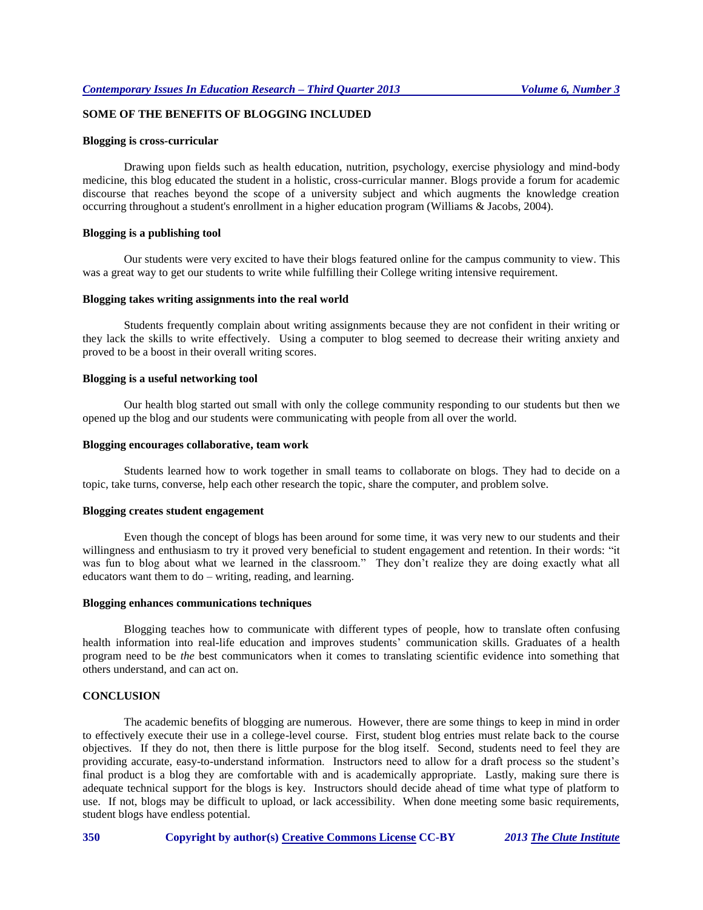## SOME OF THE BENEFITS OF BLOGGING INCLUDED

### Blogging is cross-curricular

Drawing upon fields such as health education, nutrition, psychology, exercise physiology and mind-body medicine, this blog educated the student in a holistic, cross-curricular manner. Blogs provide a forum for academic discourse that reaches beyond the scope of a university subject and which augments the knowledge creation occurring throughout a student's enrollment in a higher education program (Williams & Jacobs, 2004).

### Blogging is a publishing tool

Our students were very excited to have their blogs featured online for the campus community to view. This was a great way to get our students to write while fulfilling their College writing intensive requirement.

### Blogging takes writing assignments into the real world

Students frequently complain about writing assignments because they are not confident in their writing or they lack the skills to write effectively. Using a computer to blog seemed to decrease their writing anxiety and proved to be a boost in their overall writing scores.

### Blogging is a useful networking tool

Our health blog started out small with only the college community responding to our students but then we opened up the blog and our students were communicating with people from all over the world.

### Blogging encourages collaborative, team work

Students learned how to work together in small teams to collaborate on blogs. They had to decide on a topic, take turns, converse, help each other research the topic, share the computer, and problem solve.

### Blogging creates student engagement

Even though the concept of blogs has been around for some time, it was very new to our students and their willingness and enthusiasm to try it proved very beneficial to student engagement and retention. In their words: "it was fun to blog about what we learned in the classroom." They don't realize they are doing exactly what all educators want them to do – writing, reading, and learning.

### Blogging enhances communications techniques

Blogging teaches how to communicate with different types of people, how to translate often confusing health information into real-life education and improves students' communication skills. Graduates of a health program need to be *the* best communicators when it comes to translating scientific evidence into something that others understand, and can act on.

## CONCLUSION

The academic benefits of blogging are numerous. However, there are some things to keep in mind in order to effectively execute their use in a college-level course. First, student blog entries must relate back to the course objectives. If they do not, then there is little purpose for the blog itself. Second, students need to feel they are providing accurate, easy-to-understand information. Instructors need to allow for a draft process so the student's final product is a blog they are comfortable with and is academically appropriate. Lastly, making sure there is adequate technical support for the blogs is key. Instructors should decide ahead of time what type of platform to use. If not, blogs may be difficult to upload, or lack accessibility. When done meeting some basic requirements, student blogs have endless potential.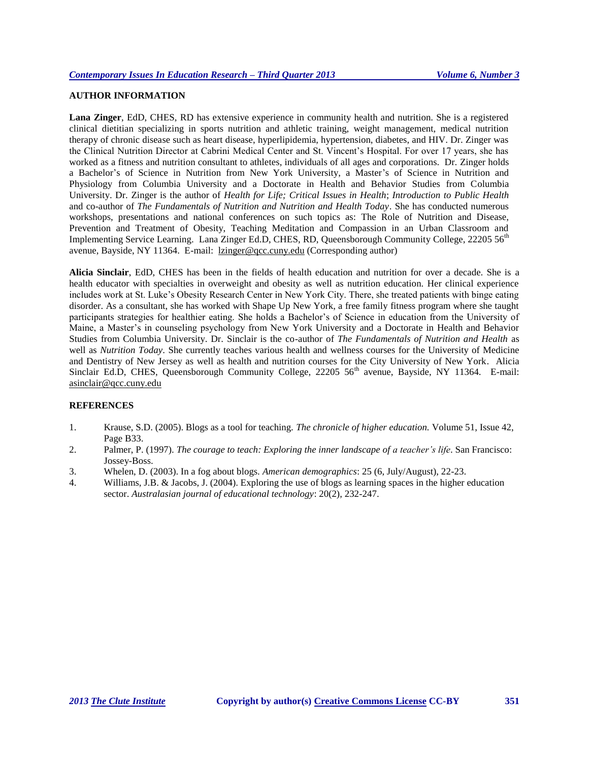## AUTHOR INFORMATION

**Lana Zinger**, EdD, CHES, RD has extensive experience in community health and nutrition. She is a registered clinical dietitian specializing in sports nutrition and athletic training, weight management, medical nutrition therapy of chronic disease such as heart disease, hyperlipidemia, hypertension, diabetes, and HIV. Dr. Zinger was the Clinical Nutrition Director at Cabrini Medical Center and St. Vincent's Hospital. For over 17 years, she has worked as a fitness and nutrition consultant to athletes, individuals of all ages and corporations. Dr. Zinger holds a Bachelor's of Science in Nutrition from New York University, a Master's of Science in Nutrition and Physiology from Columbia University and a Doctorate in Health and Behavior Studies from Columbia University. Dr. Zinger is the author of *Health for Life; Critical Issues in Health*; *Introduction to Public Health* and co-author of *The Fundamentals of Nutrition and Nutrition and Health Today*. She has conducted numerous workshops, presentations and national conferences on such topics as: The Role of Nutrition and Disease, Prevention and Treatment of Obesity, Teaching Meditation and Compassion in an Urban Classroom and Implementing Service Learning. Lana Zinger Ed.D, CHES, RD, Queensborough Community College, 22205 56th avenue, Bayside, NY 11364. E-mail: lzinger@qcc.cuny.edu (Corresponding author)

**Alicia Sinclair**, EdD, CHES has been in the fields of health education and nutrition for over a decade. She is a health educator with specialties in overweight and obesity as well as nutrition education. Her clinical experience includes work at St. Luke's Obesity Research Center in New York City. There, she treated patients with binge eating disorder. As a consultant, she has worked with Shape Up New York, a free family fitness program where she taught participants strategies for healthier eating. She holds a Bachelor's of Science in education from the University of Maine, a Master's in counseling psychology from New York University and a Doctorate in Health and Behavior Studies from Columbia University. Dr. Sinclair is the co-author of *The Fundamentals of Nutrition and Health* as well as *Nutrition Today*. She currently teaches various health and wellness courses for the University of Medicine and Dentistry of New Jersey as well as health and nutrition courses for the City University of New York. Alicia Sinclair Ed.D, CHES, Queensborough Community College, 22205 56th avenue, Bayside, NY 11364. E-mail: asinclair@qcc.cuny.edu

## REFERENCES

1. Krause, S.D. (2005). Blogs as a tool for teaching. *The chronicle of higher education.* Volume 51, Issue 42, Page B33.
2. Palmer, P. (1997). *The courage to teach: Exploring the inner landscape of a teacher's life*. San Francisco: Jossey-Boss.
3. Whelen, D. (2003). In a fog about blogs. *American demographics*: 25 (6, July/August), 22-23.
4. Williams, J.B. & Jacobs, J. (2004). Exploring the use of blogs as learning spaces in the higher education sector. *Australasian journal of educational technology*: 20(2), 232-247.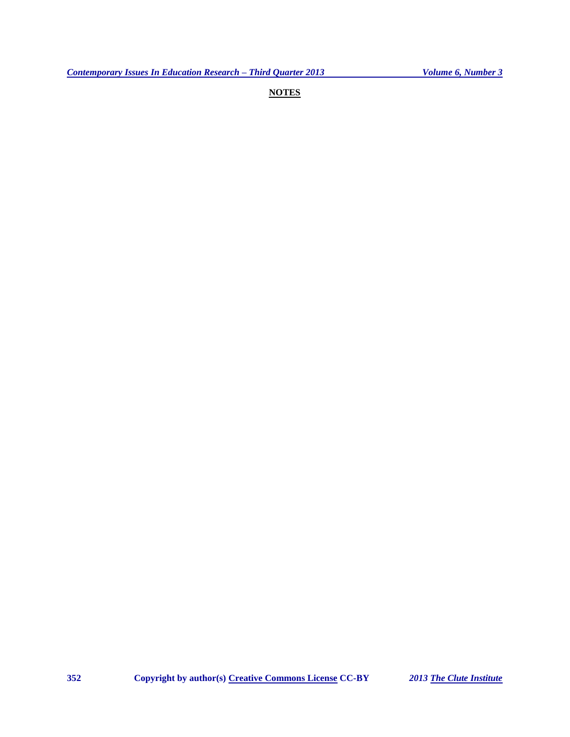**NOTES**